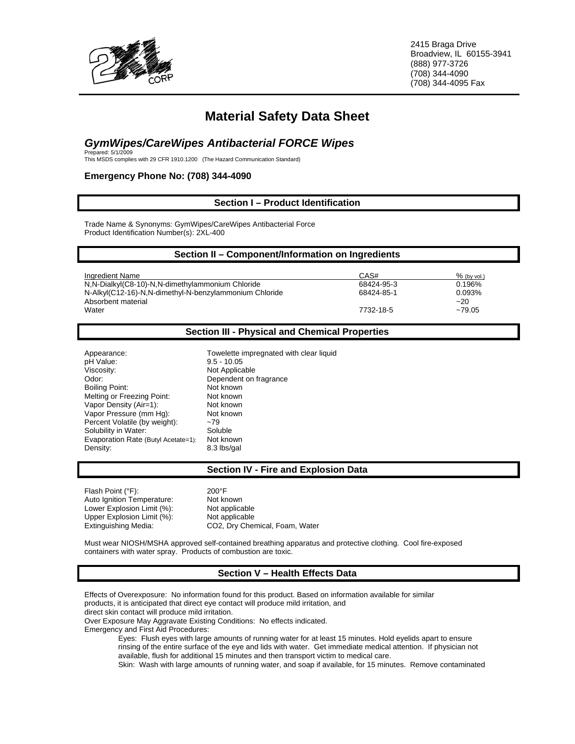2415 Braga Drive
Broadview, IL 60155-3941
(888) 977-3726
(708) 344-4090
(708) 344-4095 Fax

# Material Safety Data Sheet

## *GymWipes/CareWipes Antibacterial FORCE Wipes*

Prepared: 5/1/2009
This MSDS complies with 29 CFR 1910.1200 (The Hazard Communication Standard)

**Emergency Phone No: (708) 344-4090**

## Section I – Product Identification

Trade Name & Synonyms: GymWipes/CareWipes Antibacterial Force
Product Identification Number(s): 2XL-400

## Section II – Component/Information on Ingredients

| Ingredient Name | CAS# | % (by vol.) |
|---|---|---|
| N,N-Dialkyl(C8-10)-N,N-dimethylammonium Chloride | 68424-95-3 | 0.196% |
| N-Alkyl(C12-16)-N,N-dimethyl-N-benzylammonium Chloride | 68424-85-1 | 0.093% |
| Absorbent material | | ~20 |
| Water | 7732-18-5 | ~79.05 |

## Section III - Physical and Chemical Properties

| | |
|---|---|
| Appearance: | Towelette impregnated with clear liquid |
| pH Value: | 9.5 - 10.05 |
| Viscosity: | Not Applicable |
| Odor: | Dependent on fragrance |
| Boiling Point: | Not known |
| Melting or Freezing Point: | Not known |
| Vapor Density (Air=1): | Not known |
| Vapor Pressure (mm Hg): | Not known |
| Percent Volatile (by weight): | ~79 |
| Solubility in Water: | Soluble |
| Evaporation Rate (Butyl Acetate=1): | Not known |
| Density: | 8.3 lbs/gal |

## Section IV - Fire and Explosion Data

| | |
|---|---|
| Flash Point (°F): | 200°F |
| Auto Ignition Temperature: | Not known |
| Lower Explosion Limit (%): | Not applicable |
| Upper Explosion Limit (%): | Not applicable |
| Extinguishing Media: | CO2, Dry Chemical, Foam, Water |

Must wear NIOSH/MSHA approved self-contained breathing apparatus and protective clothing. Cool fire-exposed containers with water spray. Products of combustion are toxic.

## Section V – Health Effects Data

Effects of Overexposure: No information found for this product. Based on information available for similar products, it is anticipated that direct eye contact will produce mild irritation, and direct skin contact will produce mild irritation.

Over Exposure May Aggravate Existing Conditions: No effects indicated.

Emergency and First Aid Procedures:

Eyes: Flush eyes with large amounts of running water for at least 15 minutes. Hold eyelids apart to ensure rinsing of the entire surface of the eye and lids with water. Get immediate medical attention. If physician not available, flush for additional 15 minutes and then transport victim to medical care.

Skin: Wash with large amounts of running water, and soap if available, for 15 minutes. Remove contaminated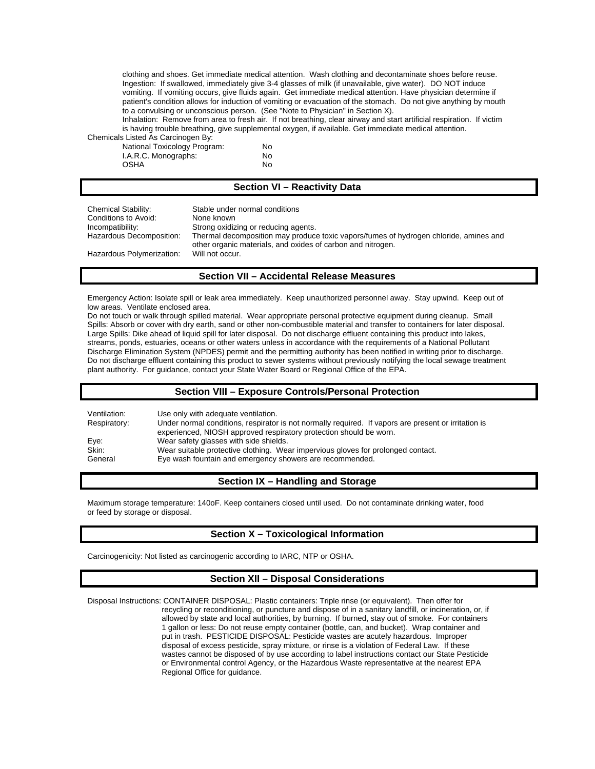clothing and shoes. Get immediate medical attention. Wash clothing and decontaminate shoes before reuse.
Ingestion: If swallowed, immediately give 3-4 glasses of milk (if unavailable, give water). DO NOT induce vomiting. If vomiting occurs, give fluids again. Get immediate medical attention. Have physician determine if patient's condition allows for induction of vomiting or evacuation of the stomach. Do not give anything by mouth to a convulsing or unconscious person. (See "Note to Physician" in Section X).
Inhalation: Remove from area to fresh air. If not breathing, clear airway and start artificial respiration. If victim is having trouble breathing, give supplemental oxygen, if available. Get immediate medical attention.

Chemicals Listed As Carcinogen By:

| | |
|---|---|
| National Toxicology Program: | No |
| I.A.R.C. Monographs: | No |
| OSHA | No |

## Section VI – Reactivity Data

| | |
|---|---|
| Chemical Stability: | Stable under normal conditions |
| Conditions to Avoid: | None known |
| Incompatibility: | Strong oxidizing or reducing agents. |
| Hazardous Decomposition: | Thermal decomposition may produce toxic vapors/fumes of hydrogen chloride, amines and other organic materials, and oxides of carbon and nitrogen. |
| Hazardous Polymerization: | Will not occur. |

## Section VII – Accidental Release Measures

Emergency Action: Isolate spill or leak area immediately. Keep unauthorized personnel away. Stay upwind. Keep out of low areas. Ventilate enclosed area.
Do not touch or walk through spilled material. Wear appropriate personal protective equipment during cleanup. Small Spills: Absorb or cover with dry earth, sand or other non-combustible material and transfer to containers for later disposal. Large Spills: Dike ahead of liquid spill for later disposal. Do not discharge effluent containing this product into lakes, streams, ponds, estuaries, oceans or other waters unless in accordance with the requirements of a National Pollutant Discharge Elimination System (NPDES) permit and the permitting authority has been notified in writing prior to discharge. Do not discharge effluent containing this product to sewer systems without previously notifying the local sewage treatment plant authority. For guidance, contact your State Water Board or Regional Office of the EPA.

## Section VIII – Exposure Controls/Personal Protection

| | |
|---|---|
| Ventilation: | Use only with adequate ventilation. |
| Respiratory: | Under normal conditions, respirator is not normally required. If vapors are present or irritation is experienced, NIOSH approved respiratory protection should be worn. |
| Eye: | Wear safety glasses with side shields. |
| Skin: | Wear suitable protective clothing. Wear impervious gloves for prolonged contact. |
| General | Eye wash fountain and emergency showers are recommended. |

## Section IX – Handling and Storage

Maximum storage temperature: 140oF. Keep containers closed until used. Do not contaminate drinking water, food or feed by storage or disposal.

## Section X – Toxicological Information

Carcinogenicity: Not listed as carcinogenic according to IARC, NTP or OSHA.

## Section XII – Disposal Considerations

Disposal Instructions: CONTAINER DISPOSAL: Plastic containers: Triple rinse (or equivalent). Then offer for recycling or reconditioning, or puncture and dispose of in a sanitary landfill, or incineration, or, if allowed by state and local authorities, by burning. If burned, stay out of smoke. For containers 1 gallon or less: Do not reuse empty container (bottle, can, and bucket). Wrap container and put in trash. PESTICIDE DISPOSAL: Pesticide wastes are acutely hazardous. Improper disposal of excess pesticide, spray mixture, or rinse is a violation of Federal Law. If these wastes cannot be disposed of by use according to label instructions contact our State Pesticide or Environmental control Agency, or the Hazardous Waste representative at the nearest EPA Regional Office for guidance.